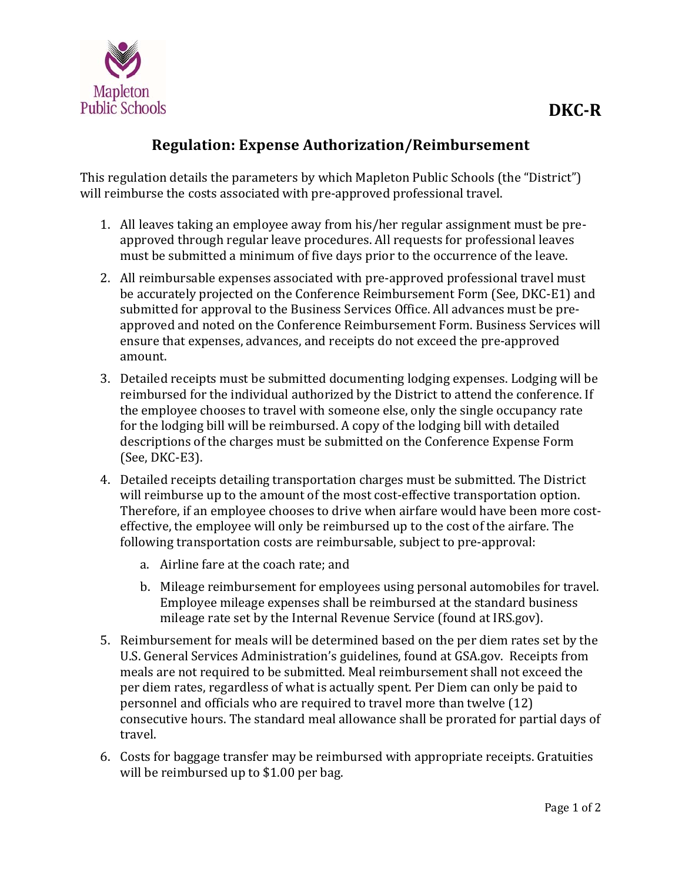Mapleton Public Schools

**DKC-R**

# Regulation: Expense Authorization/Reimbursement

This regulation details the parameters by which Mapleton Public Schools (the "District") will reimburse the costs associated with pre-approved professional travel.

1. All leaves taking an employee away from his/her regular assignment must be pre-approved through regular leave procedures. All requests for professional leaves must be submitted a minimum of five days prior to the occurrence of the leave.

2. All reimbursable expenses associated with pre-approved professional travel must be accurately projected on the Conference Reimbursement Form (See, DKC-E1) and submitted for approval to the Business Services Office. All advances must be pre-approved and noted on the Conference Reimbursement Form. Business Services will ensure that expenses, advances, and receipts do not exceed the pre-approved amount.

3. Detailed receipts must be submitted documenting lodging expenses. Lodging will be reimbursed for the individual authorized by the District to attend the conference. If the employee chooses to travel with someone else, only the single occupancy rate for the lodging bill will be reimbursed. A copy of the lodging bill with detailed descriptions of the charges must be submitted on the Conference Expense Form (See, DKC-E3).

4. Detailed receipts detailing transportation charges must be submitted. The District will reimburse up to the amount of the most cost-effective transportation option. Therefore, if an employee chooses to drive when airfare would have been more cost-effective, the employee will only be reimbursed up to the cost of the airfare. The following transportation costs are reimbursable, subject to pre-approval:

   a. Airline fare at the coach rate; and

   b. Mileage reimbursement for employees using personal automobiles for travel. Employee mileage expenses shall be reimbursed at the standard business mileage rate set by the Internal Revenue Service (found at IRS.gov).

5. Reimbursement for meals will be determined based on the per diem rates set by the U.S. General Services Administration's guidelines, found at GSA.gov. Receipts from meals are not required to be submitted. Meal reimbursement shall not exceed the per diem rates, regardless of what is actually spent. Per Diem can only be paid to personnel and officials who are required to travel more than twelve (12) consecutive hours. The standard meal allowance shall be prorated for partial days of travel.

6. Costs for baggage transfer may be reimbursed with appropriate receipts. Gratuities will be reimbursed up to $1.00 per bag.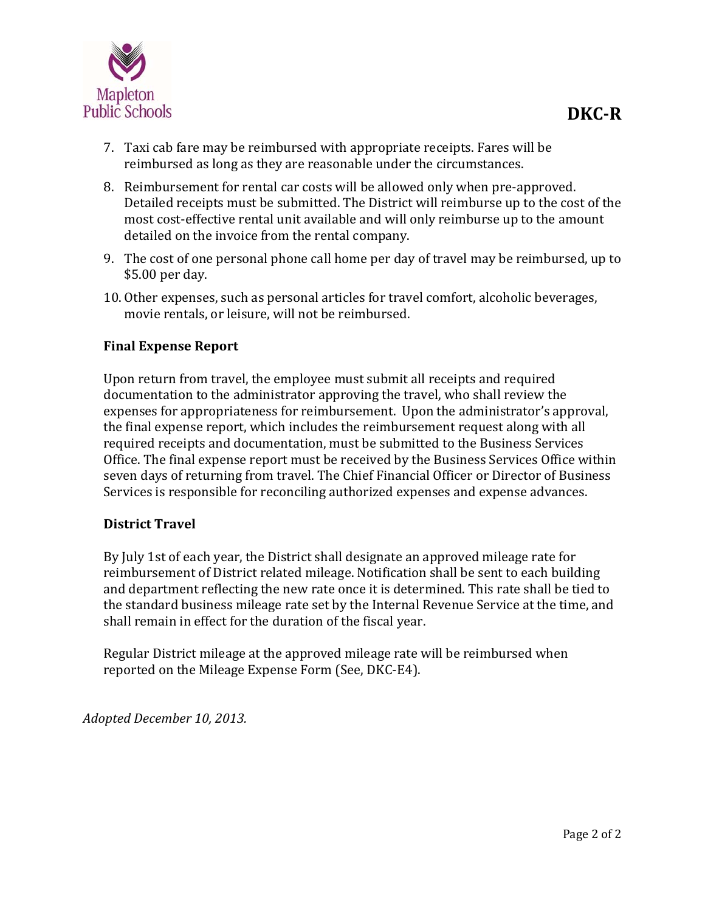7. Taxi cab fare may be reimbursed with appropriate receipts. Fares will be reimbursed as long as they are reasonable under the circumstances.
8. Reimbursement for rental car costs will be allowed only when pre-approved. Detailed receipts must be submitted. The District will reimburse up to the cost of the most cost-effective rental unit available and will only reimburse up to the amount detailed on the invoice from the rental company.
9. The cost of one personal phone call home per day of travel may be reimbursed, up to $5.00 per day.
10. Other expenses, such as personal articles for travel comfort, alcoholic beverages, movie rentals, or leisure, will not be reimbursed.

**Final Expense Report**

Upon return from travel, the employee must submit all receipts and required documentation to the administrator approving the travel, who shall review the expenses for appropriateness for reimbursement. Upon the administrator's approval, the final expense report, which includes the reimbursement request along with all required receipts and documentation, must be submitted to the Business Services Office. The final expense report must be received by the Business Services Office within seven days of returning from travel. The Chief Financial Officer or Director of Business Services is responsible for reconciling authorized expenses and expense advances.

**District Travel**

By July 1st of each year, the District shall designate an approved mileage rate for reimbursement of District related mileage. Notification shall be sent to each building and department reflecting the new rate once it is determined. This rate shall be tied to the standard business mileage rate set by the Internal Revenue Service at the time, and shall remain in effect for the duration of the fiscal year.

Regular District mileage at the approved mileage rate will be reimbursed when reported on the Mileage Expense Form (See, DKC-E4).

*Adopted December 10, 2013.*